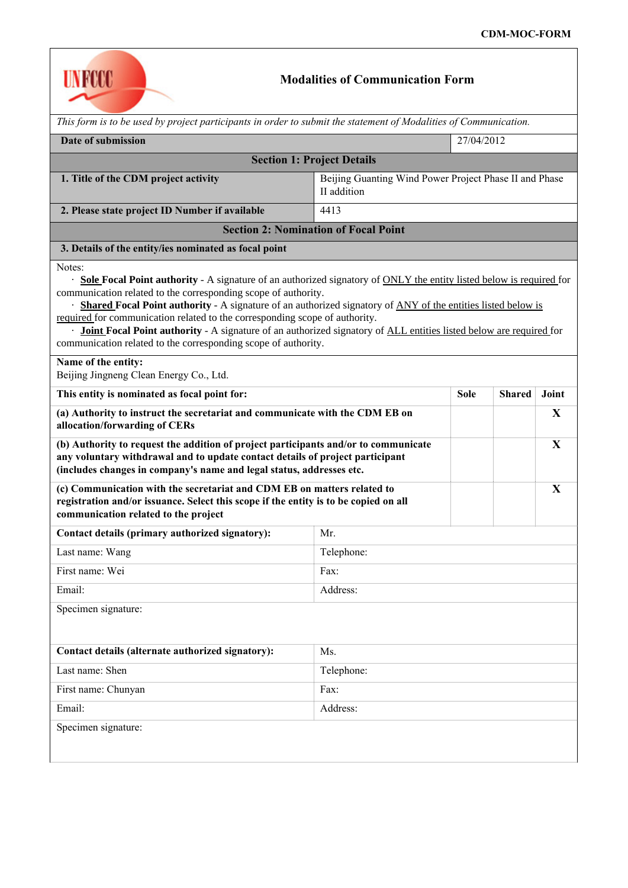CDM-MOC-FORM

# Modalities of Communication Form

*This form is to be used by project participants in order to submit the statement of Modalities of Communication.*

| **Date of submission** | 27/04/2012 |
|---|---|

## Section 1: Project Details

| | |
|---|---|
| **1. Title of the CDM project activity** | Beijing Guanting Wind Power Project Phase II and Phase II addition |
| **2. Please state project ID Number if available** | 4413 |

## Section 2: Nomination of Focal Point

**3. Details of the entity/ies nominated as focal point**

Notes:

- **Sole Focal Point authority** - A signature of an authorized signatory of ONLY the entity listed below is required for communication related to the corresponding scope of authority.
- **Shared Focal Point authority** - A signature of an authorized signatory of ANY of the entities listed below is required for communication related to the corresponding scope of authority.
- **Joint Focal Point authority** - A signature of an authorized signatory of ALL entities listed below are required for communication related to the corresponding scope of authority.

**Name of the entity:**
Beijing Jingneng Clean Energy Co., Ltd.

| **This entity is nominated as focal point for:** | **Sole** | **Shared** | **Joint** |
|---|---|---|---|
| **(a) Authority to instruct the secretariat and communicate with the CDM EB on allocation/forwarding of CERs** | | | **X** |
| **(b) Authority to request the addition of project participants and/or to communicate any voluntary withdrawal and to update contact details of project participant (includes changes in company's name and legal status, addresses etc.** | | | **X** |
| **(c) Communication with the secretariat and CDM EB on matters related to registration and/or issuance. Select this scope if the entity is to be copied on all communication related to the project** | | | **X** |

| **Contact details (primary authorized signatory):** | Mr. |
|---|---|
| Last name: Wang | Telephone: |
| First name: Wei | Fax: |
| Email: | Address: |

Specimen signature:

| **Contact details (alternate authorized signatory):** | Ms. |
|---|---|
| Last name: Shen | Telephone: |
| First name: Chunyan | Fax: |
| Email: | Address: |

Specimen signature: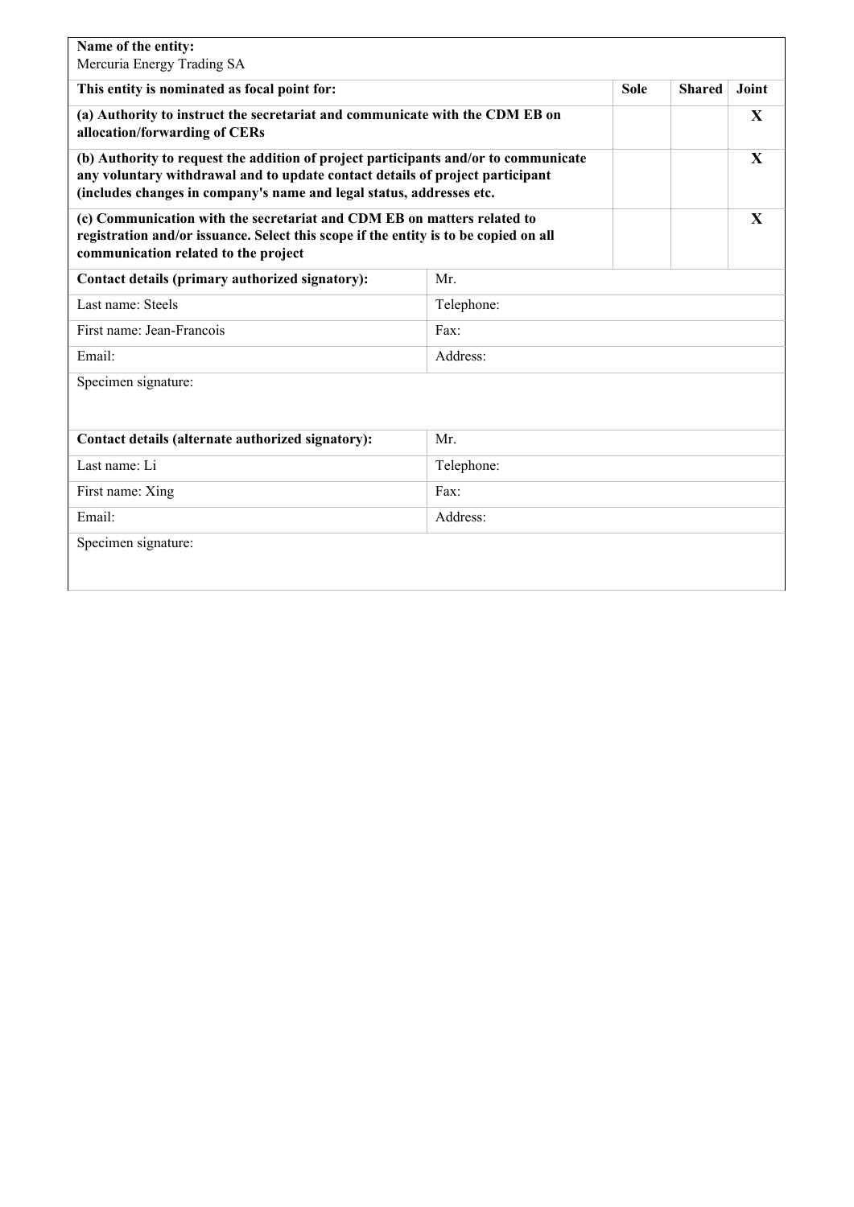| **Name of the entity:**<br>Mercuria Energy Trading SA | | | | |
|---|---|---|---|---|
| **This entity is nominated as focal point for:** | | **Sole** | **Shared** | **Joint** |
| **(a) Authority to instruct the secretariat and communicate with the CDM EB on allocation/forwarding of CERs** | | | | **X** |
| **(b) Authority to request the addition of project participants and/or to communicate any voluntary withdrawal and to update contact details of project participant (includes changes in company's name and legal status, addresses etc.** | | | | **X** |
| **(c) Communication with the secretariat and CDM EB on matters related to registration and/or issuance. Select this scope if the entity is to be copied on all communication related to the project** | | | | **X** |
| **Contact details (primary authorized signatory):** | Mr. | | | |
| Last name: Steels | Telephone: | | | |
| First name: Jean-Francois | Fax: | | | |
| Email: | Address: | | | |
| Specimen signature: | | | | |
| **Contact details (alternate authorized signatory):** | Mr. | | | |
| Last name: Li | Telephone: | | | |
| First name: Xing | Fax: | | | |
| Email: | Address: | | | |
| Specimen signature: | | | | |